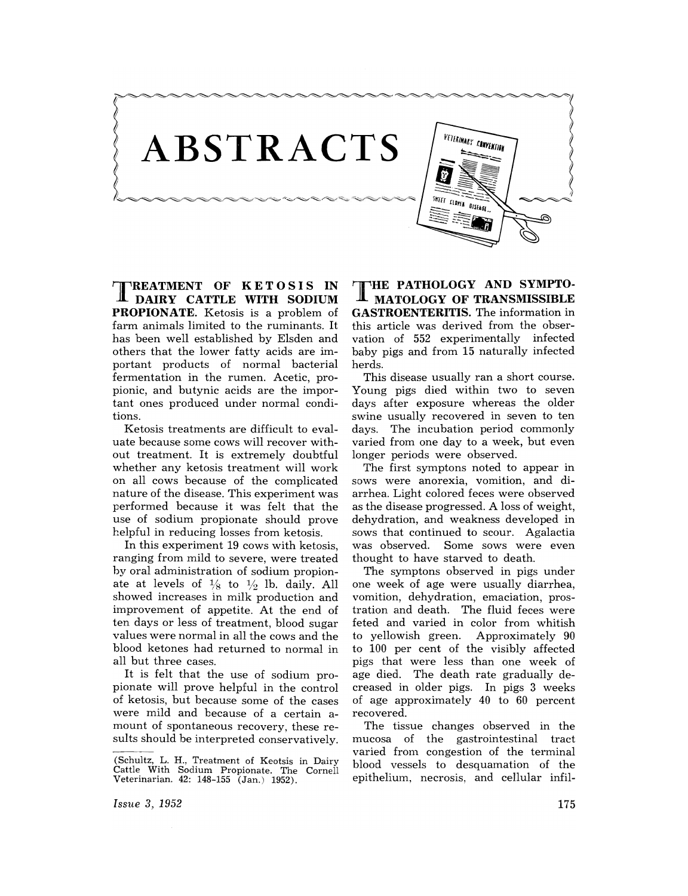# ABSTRACTS

## TREATMENT OF KETOSIS IN DAIRY CATTLE WITH SODIUM PROPIONATE.

Ketosis is a problem of farm animals limited to the ruminants. It has been well established by Elsden and others that the lower fatty acids are important products of normal bacterial fermentation in the rumen. Acetic, propionic, and butynic acids are the important ones produced under normal conditions.

Ketosis treatments are difficult to evaluate because some cows will recover without treatment. It is extremely doubtful whether any ketosis treatment will work on all cows because of the complicated nature of the disease. This experiment was performed because it was felt that the use of sodium propionate should prove helpful in reducing losses from ketosis.

In this experiment 19 cows with ketosis, ranging from mild to severe, were treated by oral administration of sodium propionate at levels of 1/8 to 1/2 lb. daily. All showed increases in milk production and improvement of appetite. At the end of ten days or less of treatment, blood sugar values were normal in all the cows and the blood ketones had returned to normal in all but three cases.

It is felt that the use of sodium propionate will prove helpful in the control of ketosis, but because some of the cases were mild and because of a certain amount of spontaneous recovery, these results should be interpreted conservatively.

(Schultz, L. H., Treatment of Keotsis in Dairy Cattle With Sodium Propionate. The Cornell Veterinarian. 42: 148-155 (Jan.) 1952).

## THE PATHOLOGY AND SYMPTOMATOLOGY OF TRANSMISSIBLE GASTROENTERITIS.

The information in this article was derived from the observation of 552 experimentally infected baby pigs and from 15 naturally infected herds.

This disease usually ran a short course. Young pigs died within two to seven days after exposure whereas the older swine usually recovered in seven to ten days. The incubation period commonly varied from one day to a week, but even longer periods were observed.

The first symptons noted to appear in sows were anorexia, vomition, and diarrhea. Light colored feces were observed as the disease progressed. A loss of weight, dehydration, and weakness developed in sows that continued to scour. Agalactia was observed. Some sows were even thought to have starved to death.

The symptoms observed in pigs under one week of age were usually diarrhea, vomition, dehydration, emaciation, prostration and death. The fluid feces were feted and varied in color from whitish to yellowish green. Approximately 90 to 100 per cent of the visibly affected pigs that were less than one week of age died. The death rate gradually decreased in older pigs. In pigs 3 weeks of age approximately 40 to 60 percent recovered.

The tissue changes observed in the mucosa of the gastrointestinal tract varied from congestion of the terminal blood vessels to desquamation of the epithelium, necrosis, and cellular infil-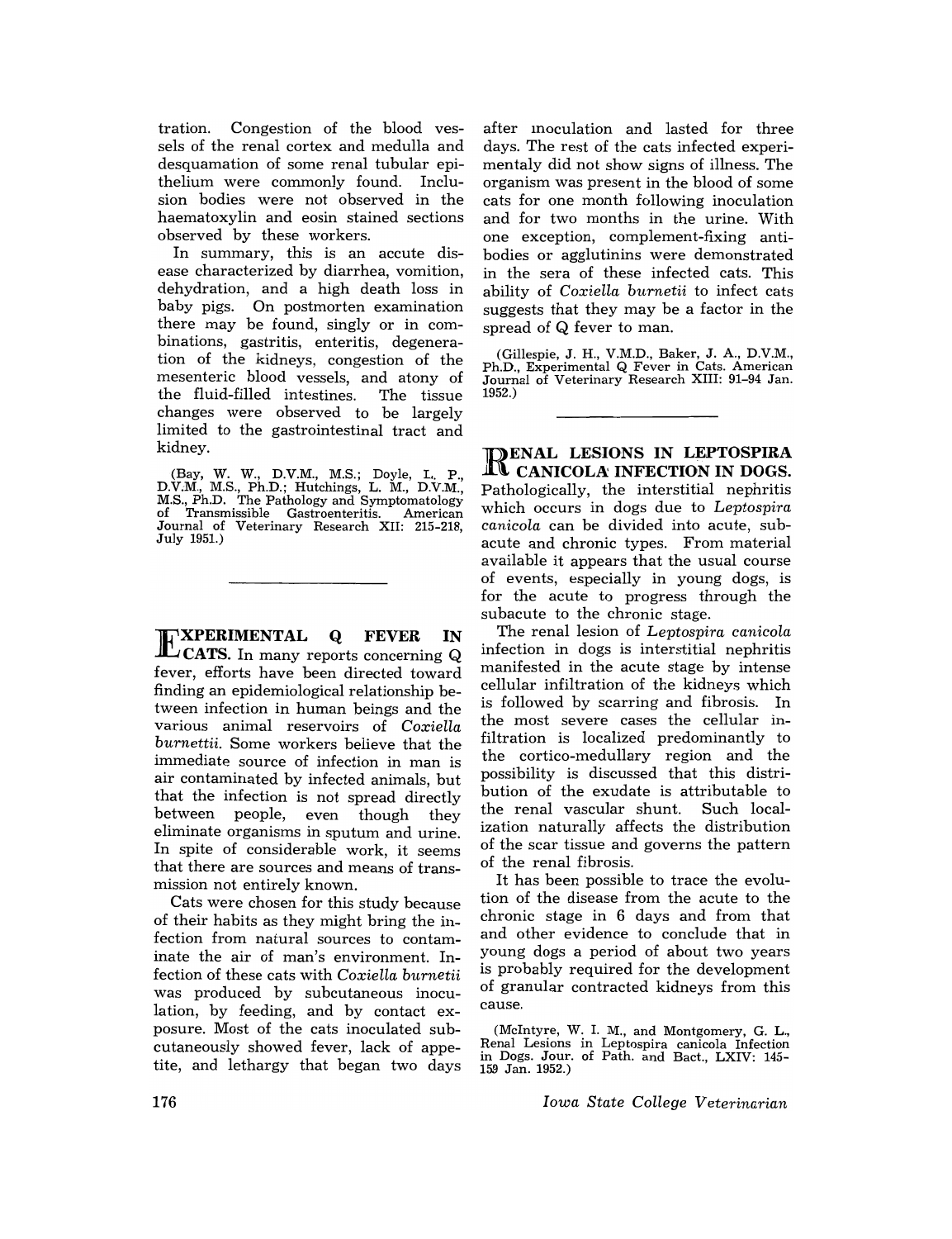tration. Congestion of the blood vessels of the renal cortex and medulla and desquamation of some renal tubular epithelium were commonly found. Inclusion bodies were not observed in the haematoxylin and eosin stained sections observed by these workers.

In summary, this is an accute disease characterized by diarrhea, vomition, dehydration, and a high death loss in baby pigs. On postmorten examination there may be found, singly or in combinations, gastritis, enteritis, degeneration of the kidneys, congestion of the mesenteric blood vessels, and atony of the fluid-filled intestines. The tissue changes were observed to be largely limited to the gastrointestinal tract and kidney.

(Bay, W. W., D.V.M., M.S.; Doyle, L. P., D.V.M., M.S., Ph.D.; Hutchings, L. M., D.V.M., M.S., Ph.D. The Pathology and Symptomatology of Transmissible Gastroenteritis. American Journal of Veterinary Research XII: 215-218, July 1951.)

## EXPERIMENTAL Q FEVER IN CATS.

In many reports concerning Q fever, efforts have been directed toward finding an epidemiological relationship between infection in human beings and the various animal reservoirs of *Coxiella burnettii*. Some workers believe that the immediate source of infection in man is air contaminated by infected animals, but that the infection is not spread directly between people, even though they eliminate organisms in sputum and urine. In spite of considerable work, it seems that there are sources and means of transmission not entirely known.

Cats were chosen for this study because of their habits as they might bring the infection from natural sources to contaminate the air of man's environment. Infection of these cats with *Coxiella burnetii* was produced by subcutaneous inoculation, by feeding, and by contact exposure. Most of the cats inoculated subcutaneously showed fever, lack of appetite, and lethargy that began two days after inoculation and lasted for three days. The rest of the cats infected experimentaly did not show signs of illness. The organism was present in the blood of some cats for one month following inoculation and for two months in the urine. With one exception, complement-fixing antibodies or agglutinins were demonstrated in the sera of these infected cats. This ability of *Coxiella burnetii* to infect cats suggests that they may be a factor in the spread of Q fever to man.

(Gillespie, J. H., V.M.D., Baker, J. A., D.V.M., Ph.D., Experimental Q Fever in Cats. American Journal of Veterinary Research XIII: 91-94 Jan. 1952.)

## RENAL LESIONS IN LEPTOSPIRA CANICOLA INFECTION IN DOGS.

Pathologically, the interstitial nephritis which occurs in dogs due to *Leptospira canicola* can be divided into acute, subacute and chronic types. From material available it appears that the usual course of events, especially in young dogs, is for the acute to progress through the subacute to the chronic stage.

The renal lesion of *Leptospira canicola* infection in dogs is interstitial nephritis manifested in the acute stage by intense cellular infiltration of the kidneys which is followed by scarring and fibrosis. In the most severe cases the cellular infiltration is localized predominantly to the cortico-medullary region and the possibility is discussed that this distribution of the exudate is attributable to the renal vascular shunt. Such localization naturally affects the distribution of the scar tissue and governs the pattern of the renal fibrosis.

It has been possible to trace the evolution of the disease from the acute to the chronic stage in 6 days and from that and other evidence to conclude that in young dogs a period of about two years is probably required for the development of granular contracted kidneys from this cause.

(McIntyre, W. I. M., and Montgomery, G. L., Renal Lesions in Leptospira canicola Infection in Dogs. Jour. of Path. and Bact., LXIV: 145-159 Jan. 1952.)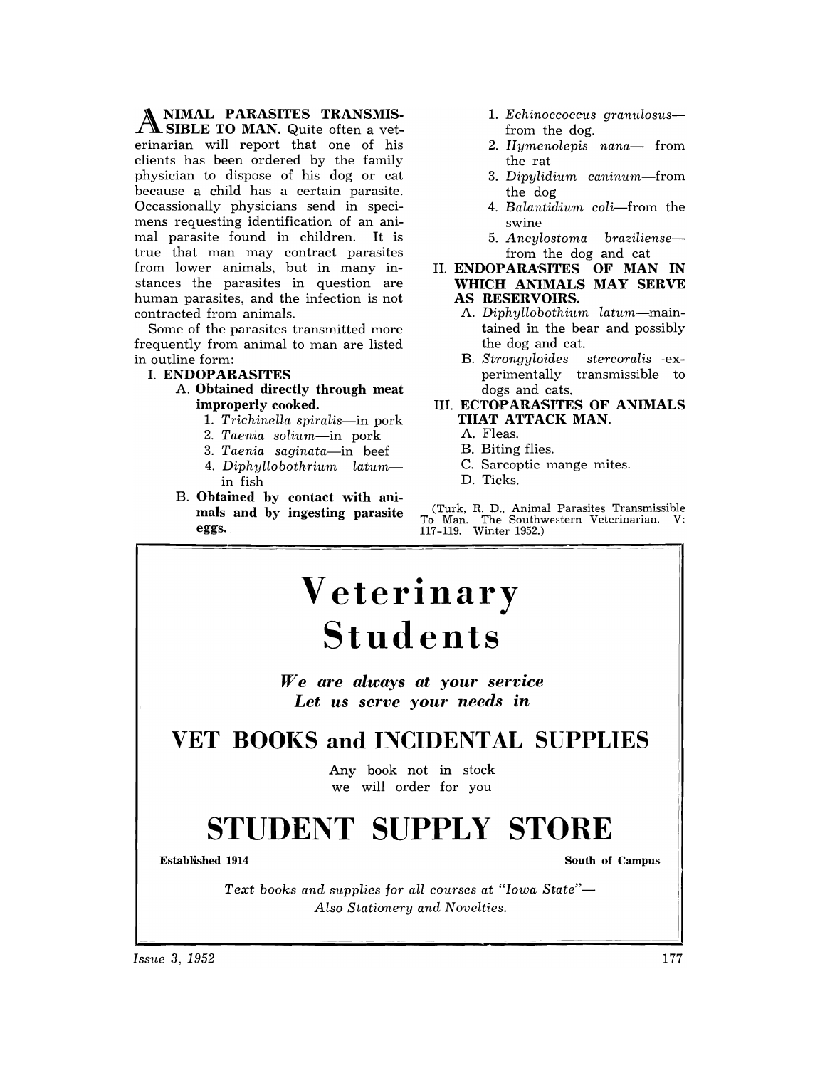**ANIMAL PARASITES TRANSMISSIBLE TO MAN.** Quite often a veterinarian will report that one of his clients has been ordered by the family physician to dispose of his dog or cat because a child has a certain parasite. Occassionally physicians send in specimens requesting identification of an animal parasite found in children. It is true that man may contract parasites from lower animals, but in many instances the parasites in question are human parasites, and the infection is not contracted from animals.

Some of the parasites transmitted more frequently from animal to man are listed in outline form:

I. **ENDOPARASITES**
   - A. **Obtained directly through meat improperly cooked.**
     1. *Trichinella spiralis*—in pork
     2. *Taenia solium*—in pork
     3. *Taenia saginata*—in beef
     4. *Diphyllobothrium latum*—in fish
   - B. **Obtained by contact with animals and by ingesting parasite eggs.**
     1. *Echinoccoccus granulosus*—from the dog.
     2. *Hymenolepis nana*— from the rat
     3. *Dipylidium caninum*—from the dog
     4. *Balantidium coli*—from the swine
     5. *Ancylostoma braziliense*—from the dog and cat

II. **ENDOPARASITES OF MAN IN WHICH ANIMALS MAY SERVE AS RESERVOIRS.**
   - A. *Diphyllobothium latum*—maintained in the bear and possibly the dog and cat.
   - B. *Strongyloides stercoralis*—experimentally transmissible to dogs and cats.

III. **ECTOPARASITES OF ANIMALS THAT ATTACK MAN.**
   - A. Fleas.
   - B. Biting flies.
   - C. Sarcoptic mange mites.
   - D. Ticks.

(Turk, R. D., Animal Parasites Transmissible To Man. The Southwestern Veterinarian. V: 117-119. Winter 1952.)

---

# Veterinary Students

*We are always at your service*
*Let us serve your needs in*

## VET BOOKS and INCIDENTAL SUPPLIES

Any book not in stock we will order for you

## STUDENT SUPPLY STORE

**Established 1914** **South of Campus**

*Text books and supplies for all courses at "Iowa State"— Also Stationery and Novelties.*